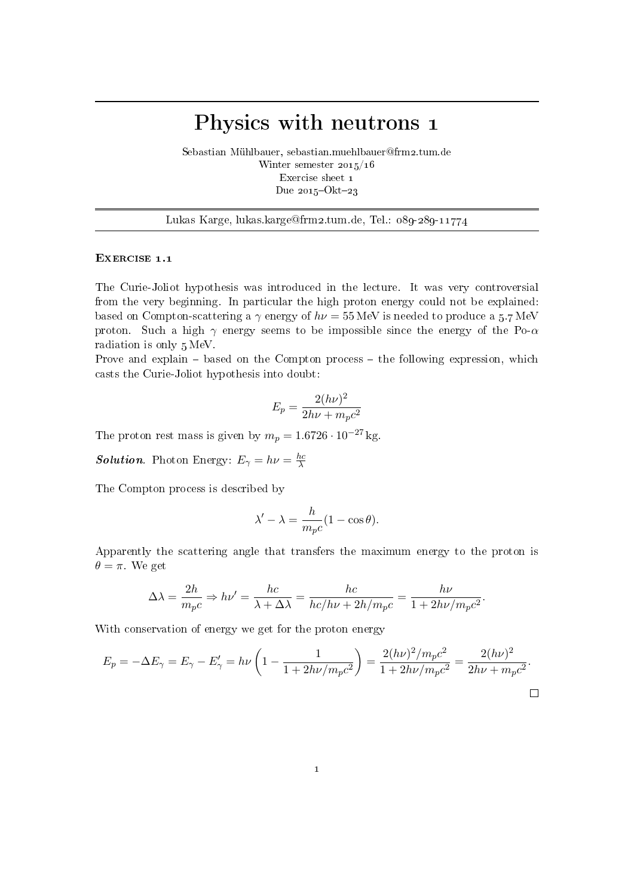# Physics with neutrons 1

Sebastian Mühlbauer, sebastian.muehlbauer@frm2.tum.de
Winter semester 2015/16
Exercise sheet 1
Due 2015–Okt–23

Lukas Karge, lukas.karge@frm2.tum.de, Tel.: 089-289-11774

## Exercise 1.1

The Curie-Joliot hypothesis was introduced in the lecture. It was very controversial from the very beginning. In particular the high proton energy could not be explained: based on Compton-scattering a $\gamma$ energy of $h\nu = 55\,\text{MeV}$ is needed to produce a 5.7 MeV proton. Such a high $\gamma$ energy seems to be impossible since the energy of the Po-$\alpha$ radiation is only 5 MeV.

Prove and explain – based on the Compton process – the following expression, which casts the Curie-Joliot hypothesis into doubt:

$$E_p = \frac{2(h\nu)^2}{2h\nu + m_p c^2}$$

The proton rest mass is given by $m_p = 1.6726 \cdot 10^{-27}\,\text{kg}$.

***Solution.*** Photon Energy: $E_\gamma = h\nu = \frac{hc}{\lambda}$

The Compton process is described by

$$\lambda' - \lambda = \frac{h}{m_p c}(1 - \cos\theta).$$

Apparently the scattering angle that transfers the maximum energy to the proton is $\theta = \pi$. We get

$$\Delta\lambda = \frac{2h}{m_p c} \Rightarrow h\nu' = \frac{hc}{\lambda + \Delta\lambda} = \frac{hc}{hc/h\nu + 2h/m_p c} = \frac{h\nu}{1 + 2h\nu/m_p c^2}.$$

With conservation of energy we get for the proton energy

$$E_p = -\Delta E_\gamma = E_\gamma - E'_\gamma = h\nu\left(1 - \frac{1}{1 + 2h\nu/m_p c^2}\right) = \frac{2(h\nu)^2/m_p c^2}{1 + 2h\nu/m_p c^2} = \frac{2(h\nu)^2}{2h\nu + m_p c^2}.$$

□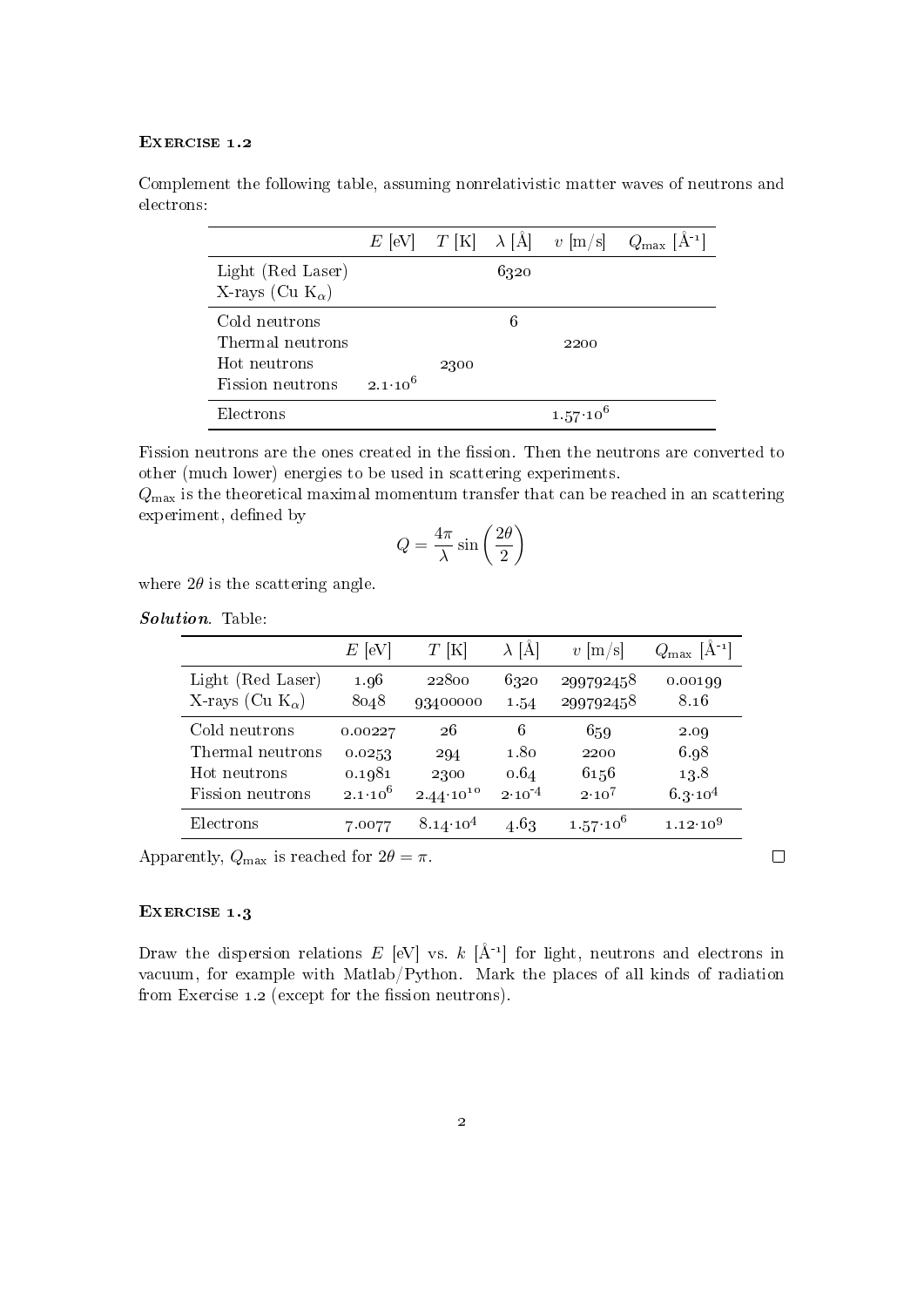### Exercise 1.2

Complement the following table, assuming nonrelativistic matter waves of neutrons and electrons:

| | $E$ [eV] | $T$ [K] | $\lambda$ [Å] | $v$ [m/s] | $Q_{\max}$ [Å$^{-1}$] |
|---|---|---|---|---|---|
| Light (Red Laser) | | | 6320 | | |
| X-rays (Cu $K_\alpha$) | | | | | |
| Cold neutrons | | | 6 | | |
| Thermal neutrons | | | | 2200 | |
| Hot neutrons | | 2300 | | | |
| Fission neutrons | $2.1 \cdot 10^6$ | | | | |
| Electrons | | | | $1.57 \cdot 10^6$ | |

Fission neutrons are the ones created in the fission. Then the neutrons are converted to other (much lower) energies to be used in scattering experiments.

$Q_{\max}$ is the theoretical maximal momentum transfer that can be reached in an scattering experiment, defined by

$$Q = \frac{4\pi}{\lambda} \sin\left(\frac{2\theta}{2}\right)$$

where $2\theta$ is the scattering angle.

***Solution.*** Table:

| | $E$ [eV] | $T$ [K] | $\lambda$ [Å] | $v$ [m/s] | $Q_{\max}$ [Å$^{-1}$] |
|---|---|---|---|---|---|
| Light (Red Laser) | 1.96 | 22800 | 6320 | 299792458 | 0.00199 |
| X-rays (Cu $K_\alpha$) | 8048 | 93400000 | 1.54 | 299792458 | 8.16 |
| Cold neutrons | 0.00227 | 26 | 6 | 659 | 2.09 |
| Thermal neutrons | 0.0253 | 294 | 1.80 | 2200 | 6.98 |
| Hot neutrons | 0.1981 | 2300 | 0.64 | 6156 | 13.8 |
| Fission neutrons | $2.1 \cdot 10^6$ | $2.44 \cdot 10^{10}$ | $2 \cdot 10^{-4}$ | $2 \cdot 10^7$ | $6.3 \cdot 10^4$ |
| Electrons | 7.0077 | $8.14 \cdot 10^4$ | 4.63 | $1.57 \cdot 10^6$ | $1.12 \cdot 10^9$ |

Apparently, $Q_{\max}$ is reached for $2\theta = \pi$. □

### Exercise 1.3

Draw the dispersion relations $E$ [eV] vs. $k$ [Å$^{-1}$] for light, neutrons and electrons in vacuum, for example with Matlab/Python. Mark the places of all kinds of radiation from Exercise 1.2 (except for the fission neutrons).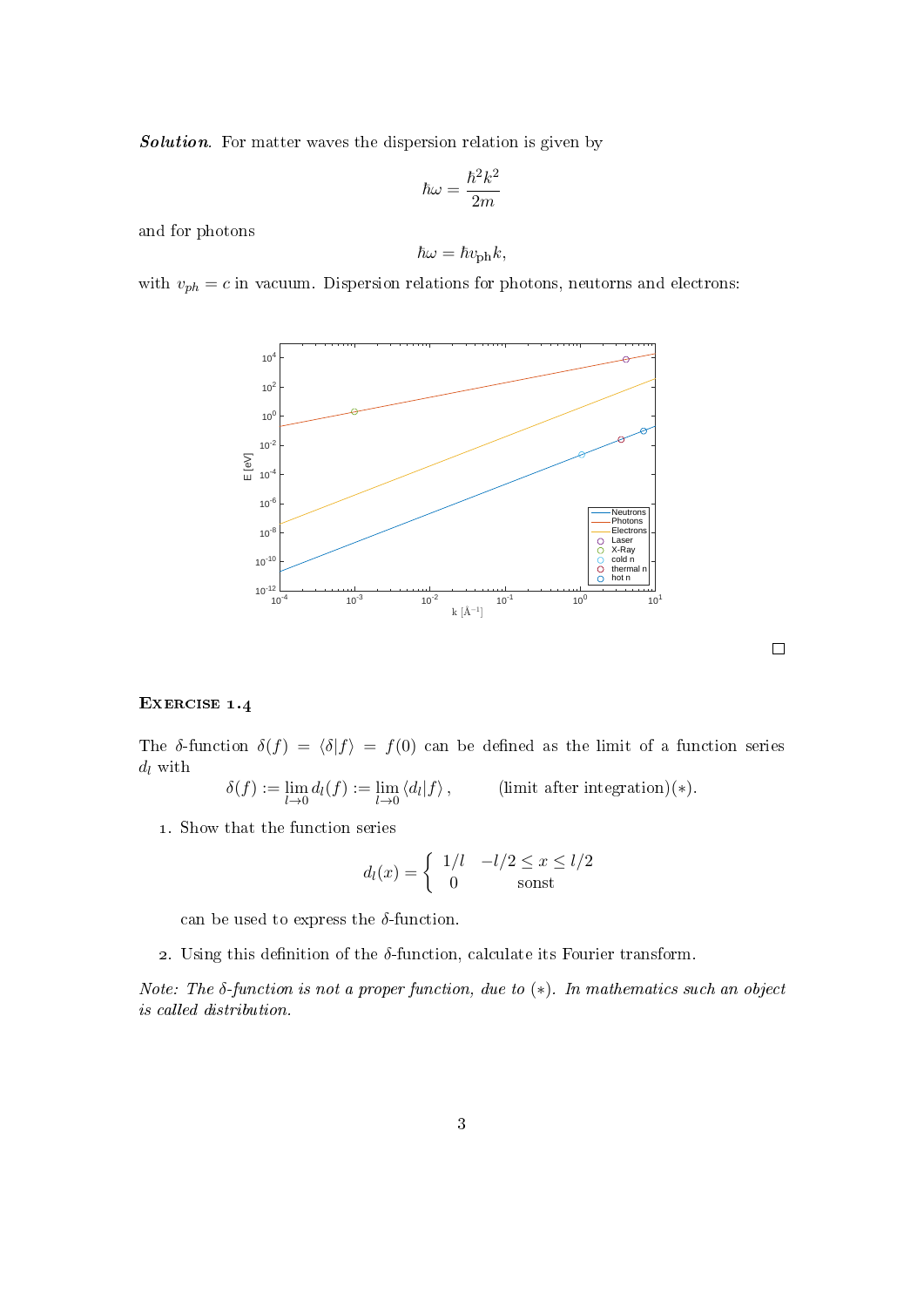***Solution.*** For matter waves the dispersion relation is given by

$$\hbar\omega = \frac{\hbar^2 k^2}{2m}$$

and for photons

$$\hbar\omega = \hbar v_{\text{ph}} k,$$

with $v_{ph} = c$ in vacuum. Dispersion relations for photons, neutorns and electrons:

□

#### EXERCISE 1.4

The $\delta$-function $\delta(f) = \langle\delta|f\rangle = f(0)$ can be defined as the limit of a function series $d_l$ with

$$\delta(f) := \lim_{l\to 0} d_l(f) := \lim_{l\to 0} \langle d_l|f\rangle\,, \qquad \text{(limit after integration)}(*).$$

1. Show that the function series

$$d_l(x) = \begin{cases} 1/l & -l/2 \le x \le l/2 \\ 0 & \text{sonst} \end{cases}$$

can be used to express the $\delta$-function.

2. Using this definition of the $\delta$-function, calculate its Fourier transform.

*Note: The $\delta$-function is not a proper function, due to $(*)$. In mathematics such an object is called distribution.*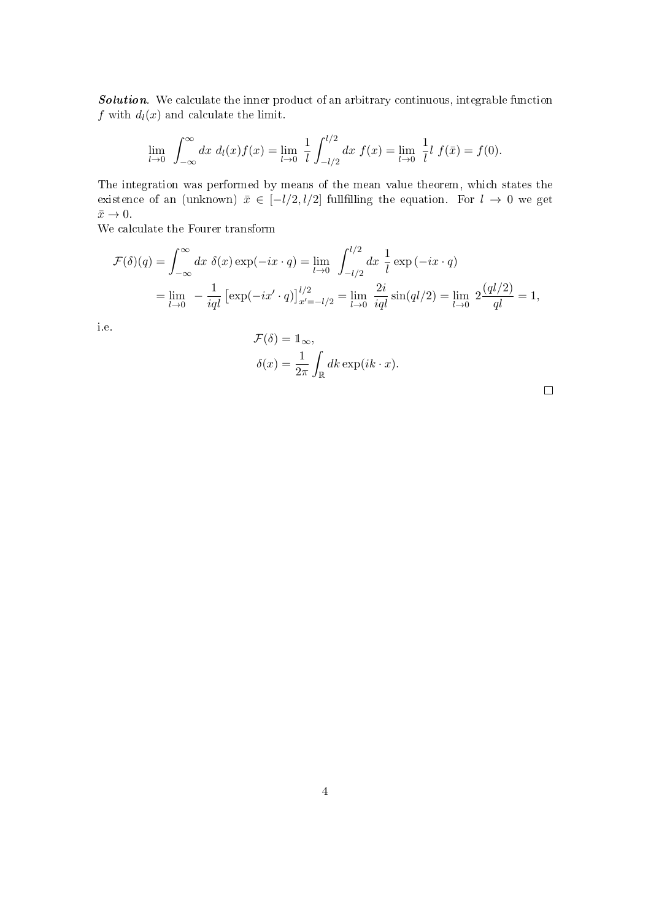***Solution.*** We calculate the inner product of an arbitrary continuous, integrable function $f$ with $d_l(x)$ and calculate the limit.

$$\lim_{l\to 0} \int_{-\infty}^{\infty} dx\; d_l(x) f(x) = \lim_{l\to 0} \frac{1}{l} \int_{-l/2}^{l/2} dx\; f(x) = \lim_{l\to 0} \frac{1}{l} l\; f(\bar{x}) = f(0).$$

The integration was performed by means of the mean value theorem, which states the existence of an (unknown) $\bar{x} \in [-l/2, l/2]$ fullfilling the equation. For $l \to 0$ we get $\bar{x} \to 0$.
We calculate the Fourer transform

$$\begin{aligned}
\mathcal{F}(\delta)(q) &= \int_{-\infty}^{\infty} dx\; \delta(x) \exp(-ix \cdot q) = \lim_{l\to 0} \int_{-l/2}^{l/2} dx\; \frac{1}{l} \exp\left(-ix \cdot q\right) \\
&= \lim_{l\to 0}\; -\frac{1}{iql}\left[\exp(-ix' \cdot q)\right]_{x'=-l/2}^{l/2} = \lim_{l\to 0} \frac{2i}{iql} \sin(ql/2) = \lim_{l\to 0} 2\frac{(ql/2)}{ql} = 1,
\end{aligned}$$

i.e.

$$\begin{aligned}
\mathcal{F}(\delta) &= \mathbb{1}_{\infty}, \\
\delta(x) &= \frac{1}{2\pi} \int_{\mathbb{R}} dk \exp(ik \cdot x).
\end{aligned}$$

□